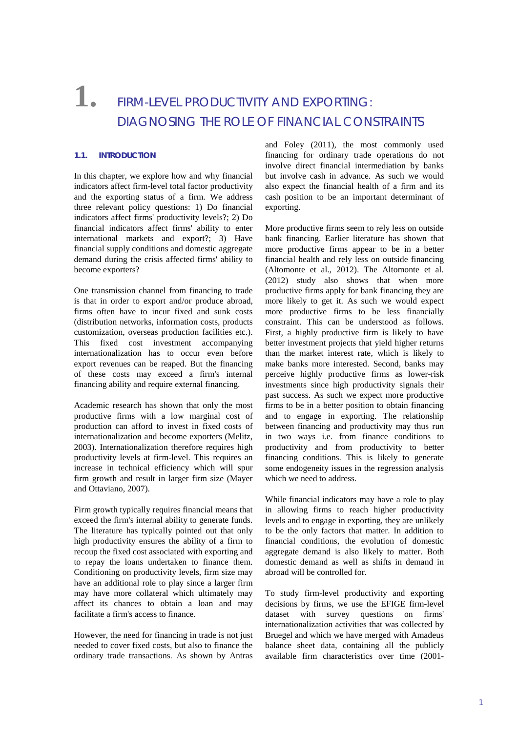# 1. FIRM-LEVEL PRODUCTIVITY AND EXPORTING: DIAGNOSING THE ROLE OF FINANCIAL CONSTRAINTS

## 1.1. INTRODUCTION

In this chapter, we explore how and why financial indicators affect firm-level total factor productivity and the exporting status of a firm. We address three relevant policy questions: 1) Do financial indicators affect firms' productivity levels?; 2) Do financial indicators affect firms' ability to enter international markets and export?; 3) Have financial supply conditions and domestic aggregate demand during the crisis affected firms' ability to become exporters?

One transmission channel from financing to trade is that in order to export and/or produce abroad, firms often have to incur fixed and sunk costs (distribution networks, information costs, products customization, overseas production facilities etc.). This fixed cost investment accompanying internationalization has to occur even before export revenues can be reaped. But the financing of these costs may exceed a firm's internal financing ability and require external financing.

Academic research has shown that only the most productive firms with a low marginal cost of production can afford to invest in fixed costs of internationalization and become exporters (Melitz, 2003). Internationalization therefore requires high productivity levels at firm-level. This requires an increase in technical efficiency which will spur firm growth and result in larger firm size (Mayer and Ottaviano, 2007).

Firm growth typically requires financial means that exceed the firm's internal ability to generate funds. The literature has typically pointed out that only high productivity ensures the ability of a firm to recoup the fixed cost associated with exporting and to repay the loans undertaken to finance them. Conditioning on productivity levels, firm size may have an additional role to play since a larger firm may have more collateral which ultimately may affect its chances to obtain a loan and may facilitate a firm's access to finance.

However, the need for financing in trade is not just needed to cover fixed costs, but also to finance the ordinary trade transactions. As shown by Antras and Foley (2011), the most commonly used financing for ordinary trade operations do not involve direct financial intermediation by banks but involve cash in advance. As such we would also expect the financial health of a firm and its cash position to be an important determinant of exporting.

More productive firms seem to rely less on outside bank financing. Earlier literature has shown that more productive firms appear to be in a better financial health and rely less on outside financing (Altomonte et al., 2012). The Altomonte et al. (2012) study also shows that when more productive firms apply for bank financing they are more likely to get it. As such we would expect more productive firms to be less financially constraint. This can be understood as follows. First, a highly productive firm is likely to have better investment projects that yield higher returns than the market interest rate, which is likely to make banks more interested. Second, banks may perceive highly productive firms as lower-risk investments since high productivity signals their past success. As such we expect more productive firms to be in a better position to obtain financing and to engage in exporting. The relationship between financing and productivity may thus run in two ways i.e. from finance conditions to productivity and from productivity to better financing conditions. This is likely to generate some endogeneity issues in the regression analysis which we need to address.

While financial indicators may have a role to play in allowing firms to reach higher productivity levels and to engage in exporting, they are unlikely to be the only factors that matter. In addition to financial conditions, the evolution of domestic aggregate demand is also likely to matter. Both domestic demand as well as shifts in demand in abroad will be controlled for.

To study firm-level productivity and exporting decisions by firms, we use the EFIGE firm-level dataset with survey questions on firms' internationalization activities that was collected by Bruegel and which we have merged with Amadeus balance sheet data, containing all the publicly available firm characteristics over time (2001-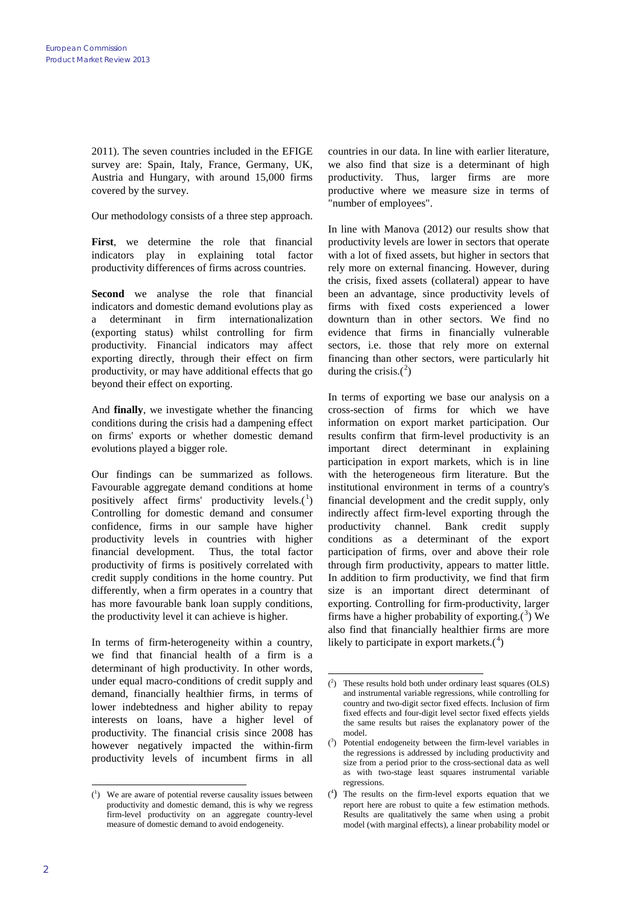2011). The seven countries included in the EFIGE survey are: Spain, Italy, France, Germany, UK, Austria and Hungary, with around 15,000 firms covered by the survey.

Our methodology consists of a three step approach.

**First**, we determine the role that financial indicators play in explaining total factor productivity differences of firms across countries.

**Second** we analyse the role that financial indicators and domestic demand evolutions play as a determinant in firm internationalization (exporting status) whilst controlling for firm productivity. Financial indicators may affect exporting directly, through their effect on firm productivity, or may have additional effects that go beyond their effect on exporting.

And **finally**, we investigate whether the financing conditions during the crisis had a dampening effect on firms' exports or whether domestic demand evolutions played a bigger role.

Our findings can be summarized as follows. Favourable aggregate demand conditions at home positively affect firms' productivity levels.[1] Controlling for domestic demand and consumer confidence, firms in our sample have higher productivity levels in countries with higher financial development. Thus, the total factor productivity of firms is positively correlated with credit supply conditions in the home country. Put differently, when a firm operates in a country that has more favourable bank loan supply conditions, the productivity level it can achieve is higher.

In terms of firm-heterogeneity within a country, we find that financial health of a firm is a determinant of high productivity. In other words, under equal macro-conditions of credit supply and demand, financially healthier firms, in terms of lower indebtedness and higher ability to repay interests on loans, have a higher level of productivity. The financial crisis since 2008 has however negatively impacted the within-firm productivity levels of incumbent firms in all countries in our data. In line with earlier literature, we also find that size is a determinant of high productivity. Thus, larger firms are more productive where we measure size in terms of "number of employees".

In line with Manova (2012) our results show that productivity levels are lower in sectors that operate with a lot of fixed assets, but higher in sectors that rely more on external financing. However, during the crisis, fixed assets (collateral) appear to have been an advantage, since productivity levels of firms with fixed costs experienced a lower downturn than in other sectors. We find no evidence that firms in financially vulnerable sectors, i.e. those that rely more on external financing than other sectors, were particularly hit during the crisis.[2]

In terms of exporting we base our analysis on a cross-section of firms for which we have information on export market participation. Our results confirm that firm-level productivity is an important direct determinant in explaining participation in export markets, which is in line with the heterogeneous firm literature. But the institutional environment in terms of a country's financial development and the credit supply, only indirectly affect firm-level exporting through the productivity channel. Bank credit supply conditions as a determinant of the export participation of firms, over and above their role through firm productivity, appears to matter little. In addition to firm productivity, we find that firm size is an important direct determinant of exporting. Controlling for firm-productivity, larger firms have a higher probability of exporting.[3] We also find that financially healthier firms are more likely to participate in export markets.[4]

---

[1] We are aware of potential reverse causality issues between productivity and domestic demand, this is why we regress firm-level productivity on an aggregate country-level measure of domestic demand to avoid endogeneity.

[2] These results hold both under ordinary least squares (OLS) and instrumental variable regressions, while controlling for country and two-digit sector fixed effects. Inclusion of firm fixed effects and four-digit level sector fixed effects yields the same results but raises the explanatory power of the model.

[3] Potential endogeneity between the firm-level variables in the regressions is addressed by including productivity and size from a period prior to the cross-sectional data as well as with two-stage least squares instrumental variable regressions.

[4] The results on the firm-level exports equation that we report here are robust to quite a few estimation methods. Results are qualitatively the same when using a probit model (with marginal effects), a linear probability model or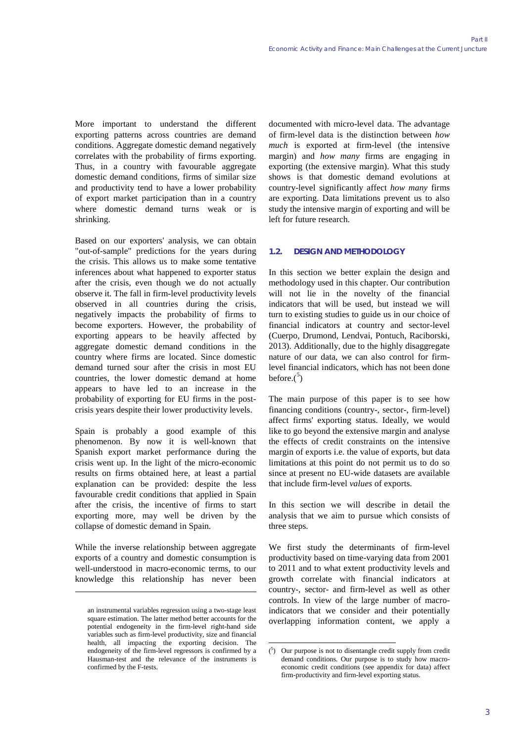More important to understand the different exporting patterns across countries are demand conditions. Aggregate domestic demand negatively correlates with the probability of firms exporting. Thus, in a country with favourable aggregate domestic demand conditions, firms of similar size and productivity tend to have a lower probability of export market participation than in a country where domestic demand turns weak or is shrinking.

Based on our exporters' analysis, we can obtain "out-of-sample" predictions for the years during the crisis. This allows us to make some tentative inferences about what happened to exporter status after the crisis, even though we do not actually observe it. The fall in firm-level productivity levels observed in all countries during the crisis, negatively impacts the probability of firms to become exporters. However, the probability of exporting appears to be heavily affected by aggregate domestic demand conditions in the country where firms are located. Since domestic demand turned sour after the crisis in most EU countries, the lower domestic demand at home appears to have led to an increase in the probability of exporting for EU firms in the post-crisis years despite their lower productivity levels.

Spain is probably a good example of this phenomenon. By now it is well-known that Spanish export market performance during the crisis went up. In the light of the micro-economic results on firms obtained here, at least a partial explanation can be provided: despite the less favourable credit conditions that applied in Spain after the crisis, the incentive of firms to start exporting more, may well be driven by the collapse of domestic demand in Spain.

While the inverse relationship between aggregate exports of a country and domestic consumption is well-understood in macro-economic terms, to our knowledge this relationship has never been documented with micro-level data. The advantage of firm-level data is the distinction between *how much* is exported at firm-level (the intensive margin) and *how many* firms are engaging in exporting (the extensive margin). What this study shows is that domestic demand evolutions at country-level significantly affect *how many* firms are exporting. Data limitations prevent us to also study the intensive margin of exporting and will be left for future research.

an instrumental variables regression using a two-stage least square estimation. The latter method better accounts for the potential endogeneity in the firm-level right-hand side variables such as firm-level productivity, size and financial health, all impacting the exporting decision. The endogeneity of the firm-level regressors is confirmed by a Hausman-test and the relevance of the instruments is confirmed by the F-tests.

### 1.2. DESIGN AND METHODOLOGY

In this section we better explain the design and methodology used in this chapter. Our contribution will not lie in the novelty of the financial indicators that will be used, but instead we will turn to existing studies to guide us in our choice of financial indicators at country and sector-level (Cuerpo, Drumond, Lendvai, Pontuch, Raciborski, 2013). Additionally, due to the highly disaggregate nature of our data, we can also control for firm-level financial indicators, which has not been done before.[5]

The main purpose of this paper is to see how financing conditions (country-, sector-, firm-level) affect firms' exporting status. Ideally, we would like to go beyond the extensive margin and analyse the effects of credit constraints on the intensive margin of exports i.e. the value of exports, but data limitations at this point do not permit us to do so since at present no EU-wide datasets are available that include firm-level *values* of exports.

In this section we will describe in detail the analysis that we aim to pursue which consists of three steps.

We first study the determinants of firm-level productivity based on time-varying data from 2001 to 2011 and to what extent productivity levels and growth correlate with financial indicators at country-, sector- and firm-level as well as other controls. In view of the large number of macro-indicators that we consider and their potentially overlapping information content, we apply a

[5] Our purpose is not to disentangle credit supply from credit demand conditions. Our purpose is to study how macro-economic credit conditions (see appendix for data) affect firm-productivity and firm-level exporting status.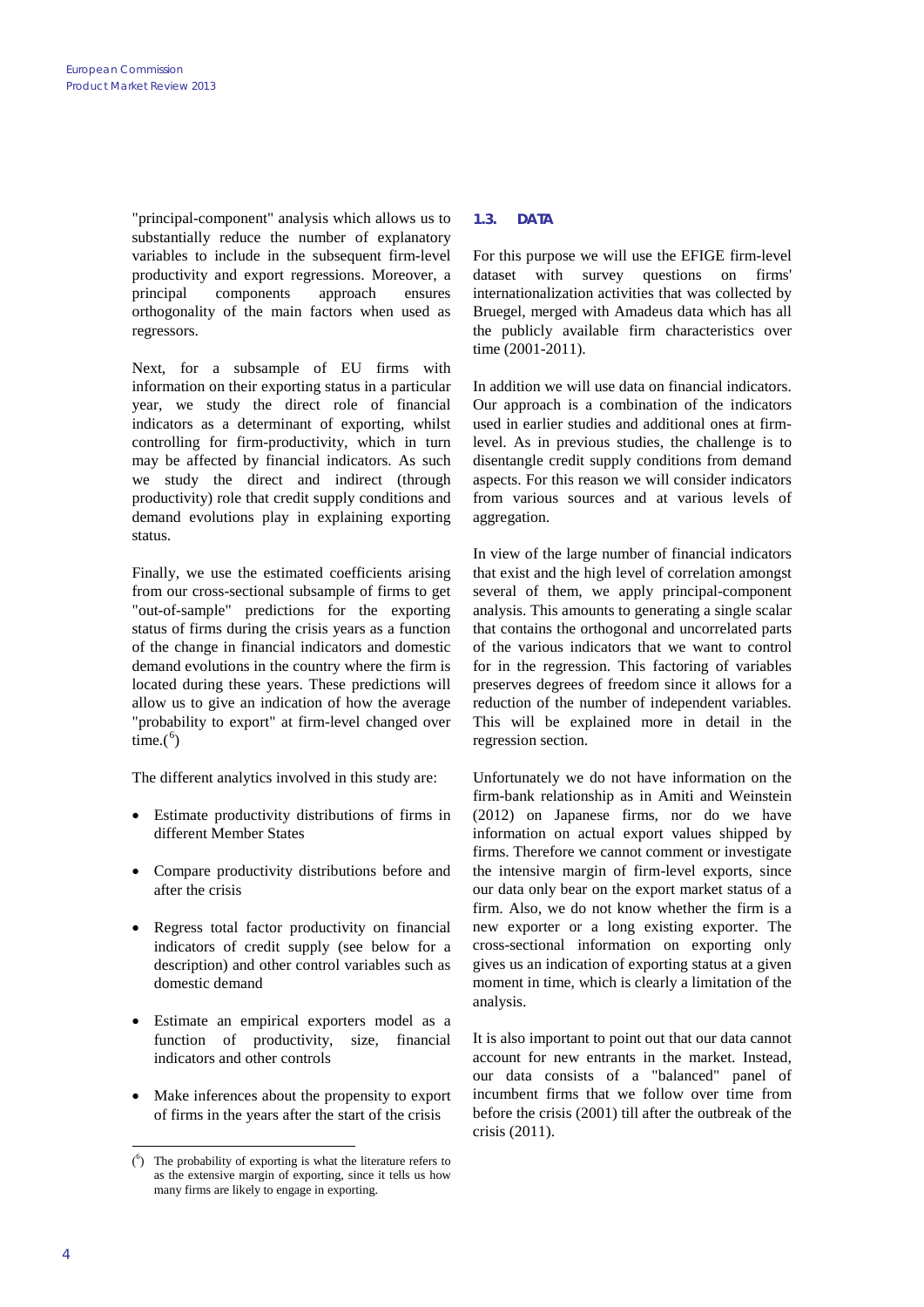"principal-component" analysis which allows us to substantially reduce the number of explanatory variables to include in the subsequent firm-level productivity and export regressions. Moreover, a principal components approach ensures orthogonality of the main factors when used as regressors.

Next, for a subsample of EU firms with information on their exporting status in a particular year, we study the direct role of financial indicators as a determinant of exporting, whilst controlling for firm-productivity, which in turn may be affected by financial indicators. As such we study the direct and indirect (through productivity) role that credit supply conditions and demand evolutions play in explaining exporting status.

Finally, we use the estimated coefficients arising from our cross-sectional subsample of firms to get "out-of-sample" predictions for the exporting status of firms during the crisis years as a function of the change in financial indicators and domestic demand evolutions in the country where the firm is located during these years. These predictions will allow us to give an indication of how the average "probability to export" at firm-level changed over time.[6]

The different analytics involved in this study are:

- Estimate productivity distributions of firms in different Member States
- Compare productivity distributions before and after the crisis
- Regress total factor productivity on financial indicators of credit supply (see below for a description) and other control variables such as domestic demand
- Estimate an empirical exporters model as a function of productivity, size, financial indicators and other controls
- Make inferences about the propensity to export of firms in the years after the start of the crisis

[6] The probability of exporting is what the literature refers to as the extensive margin of exporting, since it tells us how many firms are likely to engage in exporting.

### 1.3. DATA

For this purpose we will use the EFIGE firm-level dataset with survey questions on firms' internationalization activities that was collected by Bruegel, merged with Amadeus data which has all the publicly available firm characteristics over time (2001-2011).

In addition we will use data on financial indicators. Our approach is a combination of the indicators used in earlier studies and additional ones at firm-level. As in previous studies, the challenge is to disentangle credit supply conditions from demand aspects. For this reason we will consider indicators from various sources and at various levels of aggregation.

In view of the large number of financial indicators that exist and the high level of correlation amongst several of them, we apply principal-component analysis. This amounts to generating a single scalar that contains the orthogonal and uncorrelated parts of the various indicators that we want to control for in the regression. This factoring of variables preserves degrees of freedom since it allows for a reduction of the number of independent variables. This will be explained more in detail in the regression section.

Unfortunately we do not have information on the firm-bank relationship as in Amiti and Weinstein (2012) on Japanese firms, nor do we have information on actual export values shipped by firms. Therefore we cannot comment or investigate the intensive margin of firm-level exports, since our data only bear on the export market status of a firm. Also, we do not know whether the firm is a new exporter or a long existing exporter. The cross-sectional information on exporting only gives us an indication of exporting status at a given moment in time, which is clearly a limitation of the analysis.

It is also important to point out that our data cannot account for new entrants in the market. Instead, our data consists of a "balanced" panel of incumbent firms that we follow over time from before the crisis (2001) till after the outbreak of the crisis (2011).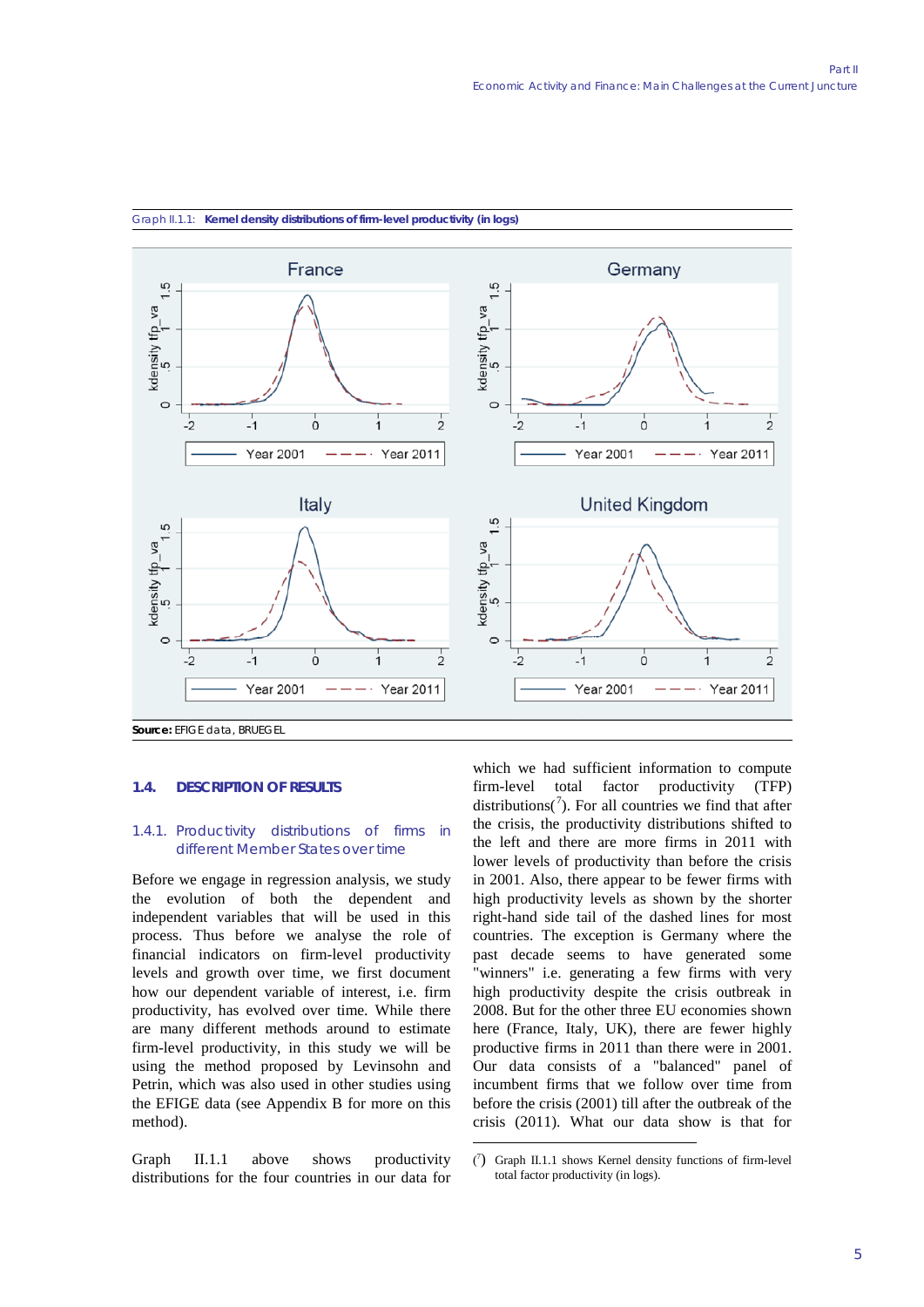Graph II.1.1: **Kernel density distributions of firm-level productivity (in logs)**

**Source:** EFIGE data, BRUEGEL

### 1.4. DESCRIPTION OF RESULTS

#### 1.4.1. Productivity distributions of firms in different Member States over time

Before we engage in regression analysis, we study the evolution of both the dependent and independent variables that will be used in this process. Thus before we analyse the role of financial indicators on firm-level productivity levels and growth over time, we first document how our dependent variable of interest, i.e. firm productivity, has evolved over time. While there are many different methods around to estimate firm-level productivity, in this study we will be using the method proposed by Levinsohn and Petrin, which was also used in other studies using the EFIGE data (see Appendix B for more on this method).

Graph II.1.1 above shows productivity distributions for the four countries in our data for which we had sufficient information to compute firm-level total factor productivity (TFP) distributions([7]). For all countries we find that after the crisis, the productivity distributions shifted to the left and there are more firms in 2011 with lower levels of productivity than before the crisis in 2001. Also, there appear to be fewer firms with high productivity levels as shown by the shorter right-hand side tail of the dashed lines for most countries. The exception is Germany where the past decade seems to have generated some "winners" i.e. generating a few firms with very high productivity despite the crisis outbreak in 2008. But for the other three EU economies shown here (France, Italy, UK), there are fewer highly productive firms in 2011 than there were in 2001. Our data consists of a "balanced" panel of incumbent firms that we follow over time from before the crisis (2001) till after the outbreak of the crisis (2011). What our data show is that for

([7]) Graph II.1.1 shows Kernel density functions of firm-level total factor productivity (in logs).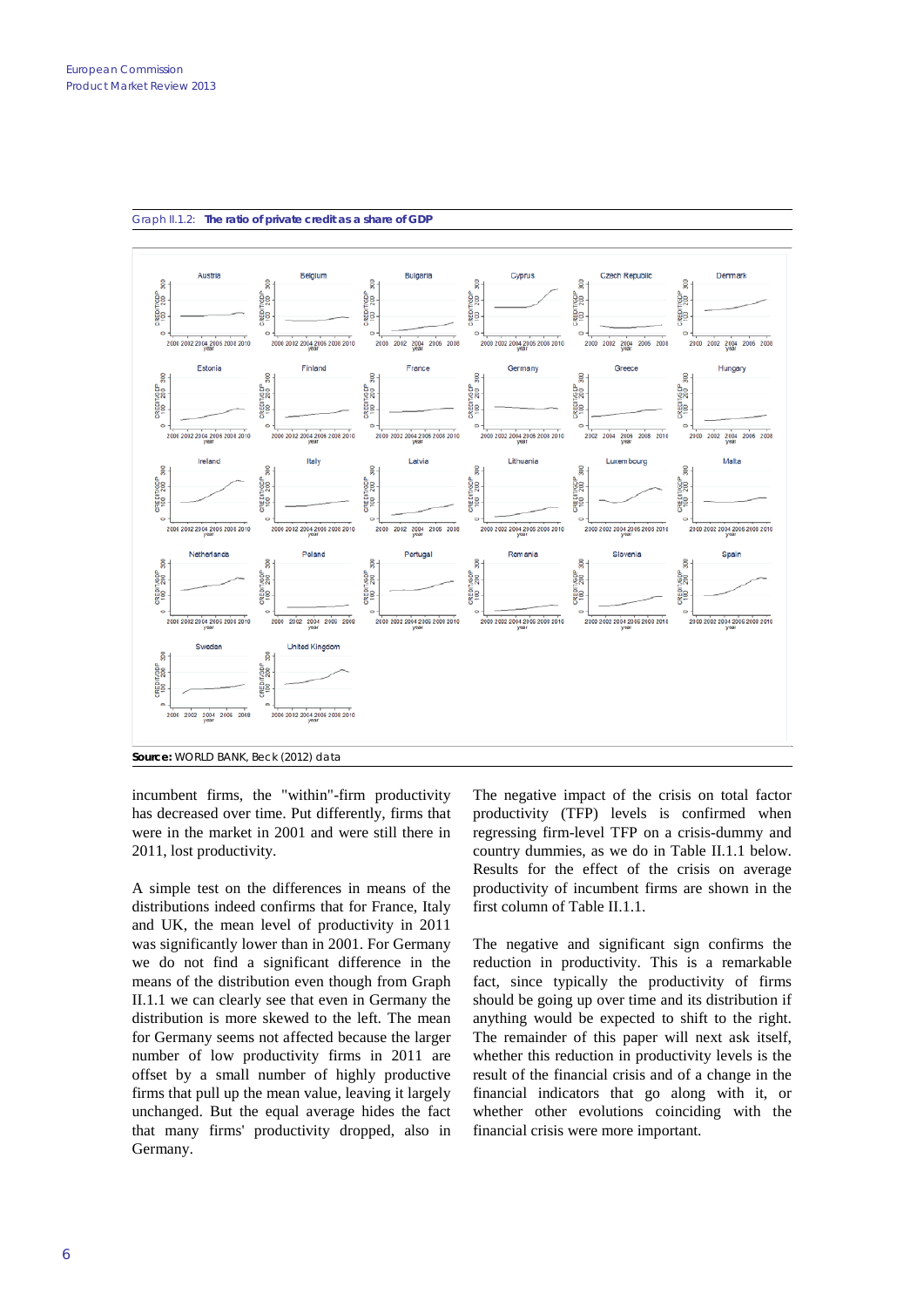Graph II.1.2: **The ratio of private credit as a share of GDP**

**Source:** WORLD BANK, Beck (2012) data

incumbent firms, the "within"-firm productivity has decreased over time. Put differently, firms that were in the market in 2001 and were still there in 2011, lost productivity.

A simple test on the differences in means of the distributions indeed confirms that for France, Italy and UK, the mean level of productivity in 2011 was significantly lower than in 2001. For Germany we do not find a significant difference in the means of the distribution even though from Graph II.1.1 we can clearly see that even in Germany the distribution is more skewed to the left. The mean for Germany seems not affected because the larger number of low productivity firms in 2011 are offset by a small number of highly productive firms that pull up the mean value, leaving it largely unchanged. But the equal average hides the fact that many firms' productivity dropped, also in Germany.

The negative impact of the crisis on total factor productivity (TFP) levels is confirmed when regressing firm-level TFP on a crisis-dummy and country dummies, as we do in Table II.1.1 below. Results for the effect of the crisis on average productivity of incumbent firms are shown in the first column of Table II.1.1.

The negative and significant sign confirms the reduction in productivity. This is a remarkable fact, since typically the productivity of firms should be going up over time and its distribution if anything would be expected to shift to the right. The remainder of this paper will next ask itself, whether this reduction in productivity levels is the result of the financial crisis and of a change in the financial indicators that go along with it, or whether other evolutions coinciding with the financial crisis were more important.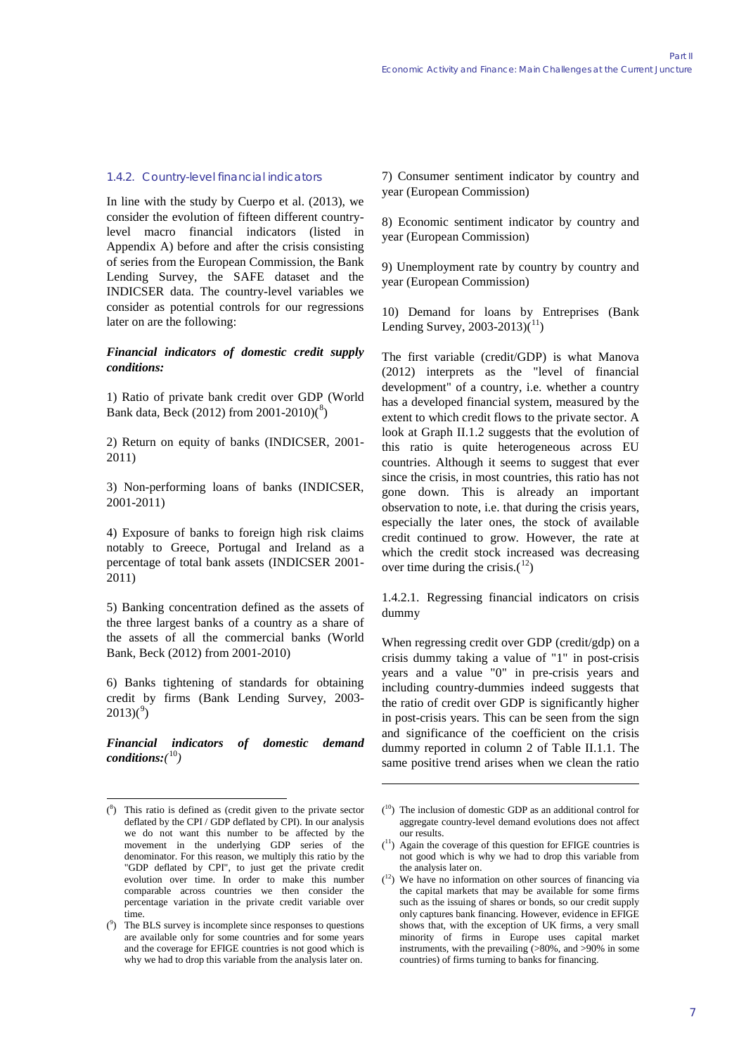### 1.4.2. Country-level financial indicators

In line with the study by Cuerpo et al. (2013), we consider the evolution of fifteen different country-level macro financial indicators (listed in Appendix A) before and after the crisis consisting of series from the European Commission, the Bank Lending Survey, the SAFE dataset and the INDICSER data. The country-level variables we consider as potential controls for our regressions later on are the following:

***Financial indicators of domestic credit supply conditions:***

1) Ratio of private bank credit over GDP (World Bank data, Beck (2012) from 2001-2010)([8])

2) Return on equity of banks (INDICSER, 2001-2011)

3) Non-performing loans of banks (INDICSER, 2001-2011)

4) Exposure of banks to foreign high risk claims notably to Greece, Portugal and Ireland as a percentage of total bank assets (INDICSER 2001-2011)

5) Banking concentration defined as the assets of the three largest banks of a country as a share of the assets of all the commercial banks (World Bank, Beck (2012) from 2001-2010)

6) Banks tightening of standards for obtaining credit by firms (Bank Lending Survey, 2003-2013)([9])

***Financial indicators of domestic demand conditions:([10])***

7) Consumer sentiment indicator by country and year (European Commission)

8) Economic sentiment indicator by country and year (European Commission)

9) Unemployment rate by country by country and year (European Commission)

10) Demand for loans by Entreprises (Bank Lending Survey, 2003-2013)([11])

The first variable (credit/GDP) is what Manova (2012) interprets as the "level of financial development" of a country, i.e. whether a country has a developed financial system, measured by the extent to which credit flows to the private sector. A look at Graph II.1.2 suggests that the evolution of this ratio is quite heterogeneous across EU countries. Although it seems to suggest that ever since the crisis, in most countries, this ratio has not gone down. This is already an important observation to note, i.e. that during the crisis years, especially the later ones, the stock of available credit continued to grow. However, the rate at which the credit stock increased was decreasing over time during the crisis.([12])

1.4.2.1. Regressing financial indicators on crisis dummy

When regressing credit over GDP (credit/gdp) on a crisis dummy taking a value of "1" in post-crisis years and a value "0" in pre-crisis years and including country-dummies indeed suggests that the ratio of credit over GDP is significantly higher in post-crisis years. This can be seen from the sign and significance of the coefficient on the crisis dummy reported in column 2 of Table II.1.1. The same positive trend arises when we clean the ratio

---

([8]) This ratio is defined as (credit given to the private sector deflated by the CPI / GDP deflated by CPI). In our analysis we do not want this number to be affected by the movement in the underlying GDP series of the denominator. For this reason, we multiply this ratio by the "GDP deflated by CPI", to just get the private credit evolution over time. In order to make this number comparable across countries we then consider the percentage variation in the private credit variable over time.

([9]) The BLS survey is incomplete since responses to questions are available only for some countries and for some years and the coverage for EFIGE countries is not good which is why we had to drop this variable from the analysis later on.

([10]) The inclusion of domestic GDP as an additional control for aggregate country-level demand evolutions does not affect our results.

([11]) Again the coverage of this question for EFIGE countries is not good which is why we had to drop this variable from the analysis later on.

([12]) We have no information on other sources of financing via the capital markets that may be available for some firms such as the issuing of shares or bonds, so our credit supply only captures bank financing. However, evidence in EFIGE shows that, with the exception of UK firms, a very small minority of firms in Europe uses capital market instruments, with the prevailing (>80%, and >90% in some countries) of firms turning to banks for financing.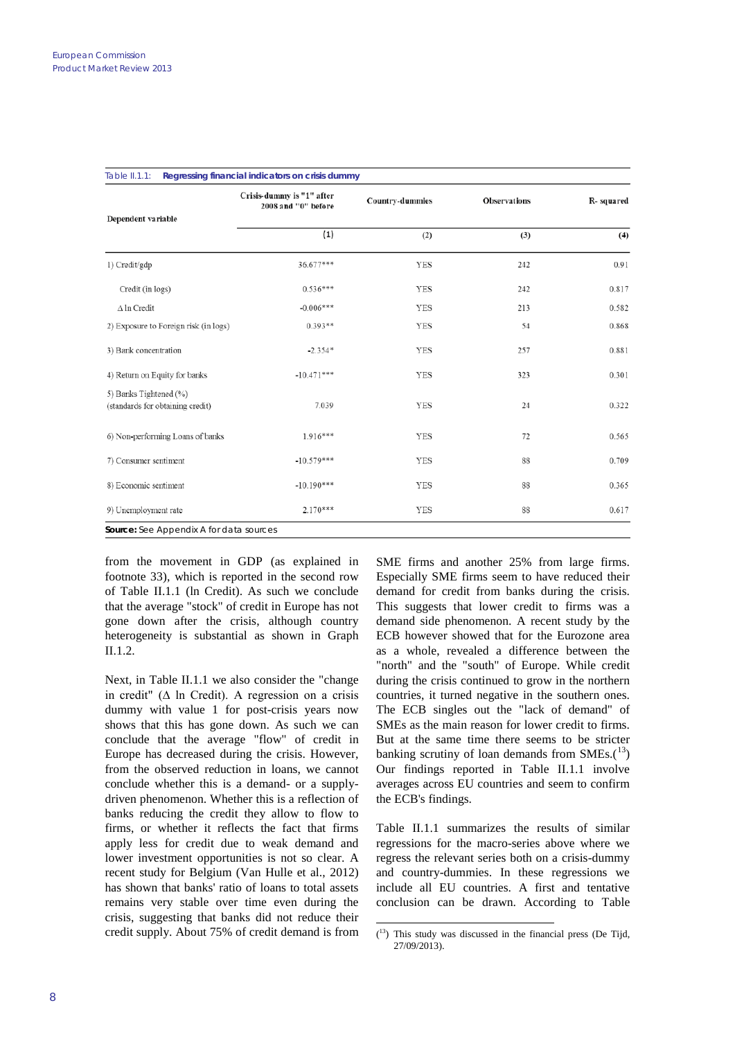Table II.1.1: **Regressing financial indicators on crisis dummy**

| Dependent variable | Crisis-dummy is "1" after 2008 and "0" before | Country-dummies | Observations | R- squared |
|---|---|---|---|---|
| | (1) | (2) | (3) | (4) |
| 1) Credit/gdp | 36.677*** | YES | 242 | 0.91 |
| Credit (in logs) | 0.536*** | YES | 242 | 0.817 |
| $\Delta$ ln Credit | -0.006*** | YES | 213 | 0.582 |
| 2) Exposure to Foreign risk (in logs) | 0.393** | YES | 54 | 0.868 |
| 3) Bank concentration | -2.354* | YES | 257 | 0.881 |
| 4) Return on Equity for banks | -10.471*** | YES | 323 | 0.301 |
| 5) Banks Tightened (%) (standards for obtaining credit) | 7.039 | YES | 24 | 0.322 |
| 6) Non-performing Loans of banks | 1.916*** | YES | 72 | 0.565 |
| 7) Consumer sentiment | -10.579*** | YES | 88 | 0.709 |
| 8) Economic sentiment | -10.190*** | YES | 88 | 0.365 |
| 9) Unemployment rate | 2.170*** | YES | 88 | 0.617 |

**Source:** See Appendix A for data sources

from the movement in GDP (as explained in footnote 33), which is reported in the second row of Table II.1.1 (ln Credit). As such we conclude that the average "stock" of credit in Europe has not gone down after the crisis, although country heterogeneity is substantial as shown in Graph II.1.2.

Next, in Table II.1.1 we also consider the "change in credit" ($\Delta$ ln Credit). A regression on a crisis dummy with value 1 for post-crisis years now shows that this has gone down. As such we can conclude that the average "flow" of credit in Europe has decreased during the crisis. However, from the observed reduction in loans, we cannot conclude whether this is a demand- or a supply-driven phenomenon. Whether this is a reflection of banks reducing the credit they allow to flow to firms, or whether it reflects the fact that firms apply less for credit due to weak demand and lower investment opportunities is not so clear. A recent study for Belgium (Van Hulle et al., 2012) has shown that banks' ratio of loans to total assets remains very stable over time even during the crisis, suggesting that banks did not reduce their credit supply. About 75% of credit demand is from SME firms and another 25% from large firms. Especially SME firms seem to have reduced their demand for credit from banks during the crisis. This suggests that lower credit to firms was a demand side phenomenon. A recent study by the ECB however showed that for the Eurozone area as a whole, revealed a difference between the "north" and the "south" of Europe. While credit during the crisis continued to grow in the northern countries, it turned negative in the southern ones. The ECB singles out the "lack of demand" of SMEs as the main reason for lower credit to firms. But at the same time there seems to be stricter banking scrutiny of loan demands from SMEs.([13]) Our findings reported in Table II.1.1 involve averages across EU countries and seem to confirm the ECB's findings.

Table II.1.1 summarizes the results of similar regressions for the macro-series above where we regress the relevant series both on a crisis-dummy and country-dummies. In these regressions we include all EU countries. A first and tentative conclusion can be drawn. According to Table

([13]) This study was discussed in the financial press (De Tijd, 27/09/2013).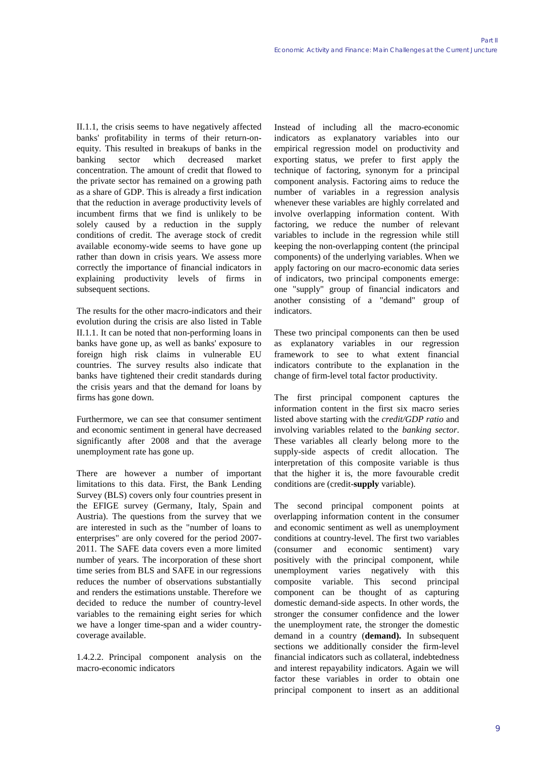II.1.1, the crisis seems to have negatively affected banks' profitability in terms of their return-on-equity. This resulted in breakups of banks in the banking sector which decreased market concentration. The amount of credit that flowed to the private sector has remained on a growing path as a share of GDP. This is already a first indication that the reduction in average productivity levels of incumbent firms that we find is unlikely to be solely caused by a reduction in the supply conditions of credit. The average stock of credit available economy-wide seems to have gone up rather than down in crisis years. We assess more correctly the importance of financial indicators in explaining productivity levels of firms in subsequent sections.

The results for the other macro-indicators and their evolution during the crisis are also listed in Table II.1.1. It can be noted that non-performing loans in banks have gone up, as well as banks' exposure to foreign high risk claims in vulnerable EU countries. The survey results also indicate that banks have tightened their credit standards during the crisis years and that the demand for loans by firms has gone down.

Furthermore, we can see that consumer sentiment and economic sentiment in general have decreased significantly after 2008 and that the average unemployment rate has gone up.

There are however a number of important limitations to this data. First, the Bank Lending Survey (BLS) covers only four countries present in the EFIGE survey (Germany, Italy, Spain and Austria). The questions from the survey that we are interested in such as the "number of loans to enterprises" are only covered for the period 2007-2011. The SAFE data covers even a more limited number of years. The incorporation of these short time series from BLS and SAFE in our regressions reduces the number of observations substantially and renders the estimations unstable. Therefore we decided to reduce the number of country-level variables to the remaining eight series for which we have a longer time-span and a wider country-coverage available.

1.4.2.2. Principal component analysis on the macro-economic indicators

Instead of including all the macro-economic indicators as explanatory variables into our empirical regression model on productivity and exporting status, we prefer to first apply the technique of factoring, synonym for a principal component analysis. Factoring aims to reduce the number of variables in a regression analysis whenever these variables are highly correlated and involve overlapping information content. With factoring, we reduce the number of relevant variables to include in the regression while still keeping the non-overlapping content (the principal components) of the underlying variables. When we apply factoring on our macro-economic data series of indicators, two principal components emerge: one "supply" group of financial indicators and another consisting of a "demand" group of indicators.

These two principal components can then be used as explanatory variables in our regression framework to see to what extent financial indicators contribute to the explanation in the change of firm-level total factor productivity.

The first principal component captures the information content in the first six macro series listed above starting with the *credit/GDP ratio* and involving variables related to the *banking sector*. These variables all clearly belong more to the supply-side aspects of credit allocation. The interpretation of this composite variable is thus that the higher it is, the more favourable credit conditions are (credit-**supply** variable).

The second principal component points at overlapping information content in the consumer and economic sentiment as well as unemployment conditions at country-level. The first two variables (consumer and economic sentiment) vary positively with the principal component, while unemployment varies negatively with this composite variable. This second principal component can be thought of as capturing domestic demand-side aspects. In other words, the stronger the consumer confidence and the lower the unemployment rate, the stronger the domestic demand in a country (**demand).** In subsequent sections we additionally consider the firm-level financial indicators such as collateral, indebtedness and interest repayability indicators. Again we will factor these variables in order to obtain one principal component to insert as an additional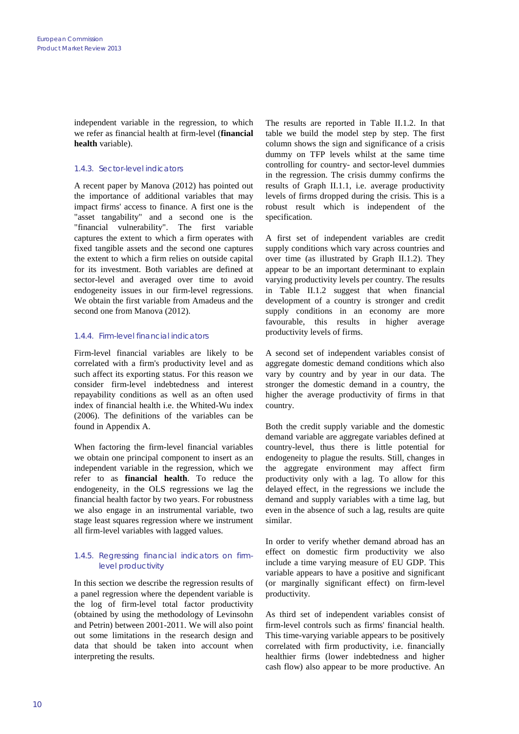independent variable in the regression, to which we refer as financial health at firm-level (**financial health** variable).

### 1.4.3. Sector-level indicators

A recent paper by Manova (2012) has pointed out the importance of additional variables that may impact firms' access to finance. A first one is the "asset tangability" and a second one is the "financial vulnerability". The first variable captures the extent to which a firm operates with fixed tangible assets and the second one captures the extent to which a firm relies on outside capital for its investment. Both variables are defined at sector-level and averaged over time to avoid endogeneity issues in our firm-level regressions. We obtain the first variable from Amadeus and the second one from Manova (2012).

### 1.4.4. Firm-level financial indicators

Firm-level financial variables are likely to be correlated with a firm's productivity level and as such affect its exporting status. For this reason we consider firm-level indebtedness and interest repayability conditions as well as an often used index of financial health i.e. the Whited-Wu index (2006). The definitions of the variables can be found in Appendix A.

When factoring the firm-level financial variables we obtain one principal component to insert as an independent variable in the regression, which we refer to as **financial health**. To reduce the endogeneity, in the OLS regressions we lag the financial health factor by two years. For robustness we also engage in an instrumental variable, two stage least squares regression where we instrument all firm-level variables with lagged values.

### 1.4.5. Regressing financial indicators on firm-level productivity

In this section we describe the regression results of a panel regression where the dependent variable is the log of firm-level total factor productivity (obtained by using the methodology of Levinsohn and Petrin) between 2001-2011. We will also point out some limitations in the research design and data that should be taken into account when interpreting the results.

The results are reported in Table II.1.2. In that table we build the model step by step. The first column shows the sign and significance of a crisis dummy on TFP levels whilst at the same time controlling for country- and sector-level dummies in the regression. The crisis dummy confirms the results of Graph II.1.1, i.e. average productivity levels of firms dropped during the crisis. This is a robust result which is independent of the specification.

A first set of independent variables are credit supply conditions which vary across countries and over time (as illustrated by Graph II.1.2). They appear to be an important determinant to explain varying productivity levels per country. The results in Table II.1.2 suggest that when financial development of a country is stronger and credit supply conditions in an economy are more favourable, this results in higher average productivity levels of firms.

A second set of independent variables consist of aggregate domestic demand conditions which also vary by country and by year in our data. The stronger the domestic demand in a country, the higher the average productivity of firms in that country.

Both the credit supply variable and the domestic demand variable are aggregate variables defined at country-level, thus there is little potential for endogeneity to plague the results. Still, changes in the aggregate environment may affect firm productivity only with a lag. To allow for this delayed effect, in the regressions we include the demand and supply variables with a time lag, but even in the absence of such a lag, results are quite similar.

In order to verify whether demand abroad has an effect on domestic firm productivity we also include a time varying measure of EU GDP. This variable appears to have a positive and significant (or marginally significant effect) on firm-level productivity.

As third set of independent variables consist of firm-level controls such as firms' financial health. This time-varying variable appears to be positively correlated with firm productivity, i.e. financially healthier firms (lower indebtedness and higher cash flow) also appear to be more productive. An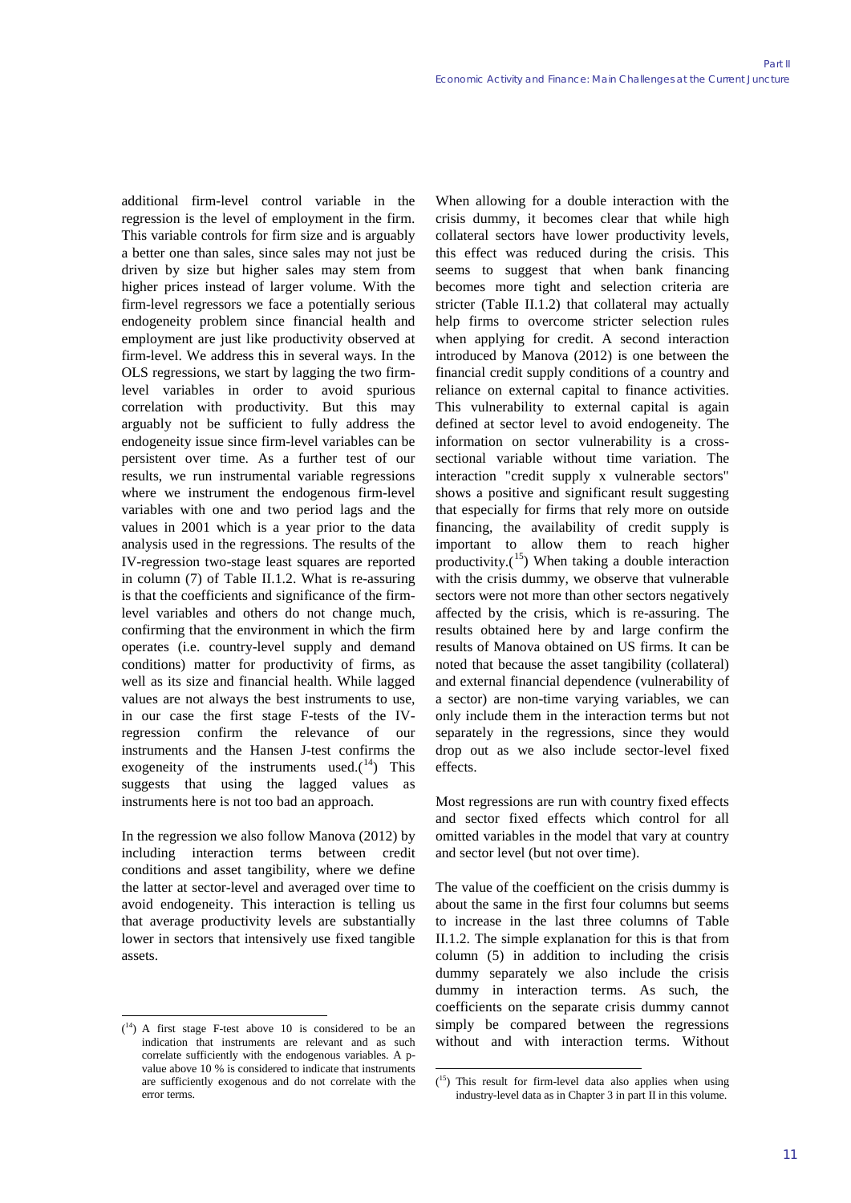additional firm-level control variable in the regression is the level of employment in the firm. This variable controls for firm size and is arguably a better one than sales, since sales may not just be driven by size but higher sales may stem from higher prices instead of larger volume. With the firm-level regressors we face a potentially serious endogeneity problem since financial health and employment are just like productivity observed at firm-level. We address this in several ways. In the OLS regressions, we start by lagging the two firm-level variables in order to avoid spurious correlation with productivity. But this may arguably not be sufficient to fully address the endogeneity issue since firm-level variables can be persistent over time. As a further test of our results, we run instrumental variable regressions where we instrument the endogenous firm-level variables with one and two period lags and the values in 2001 which is a year prior to the data analysis used in the regressions. The results of the IV-regression two-stage least squares are reported in column (7) of Table II.1.2. What is re-assuring is that the coefficients and significance of the firm-level variables and others do not change much, confirming that the environment in which the firm operates (i.e. country-level supply and demand conditions) matter for productivity of firms, as well as its size and financial health. While lagged values are not always the best instruments to use, in our case the first stage F-tests of the IV-regression confirm the relevance of our instruments and the Hansen J-test confirms the exogeneity of the instruments used.(14) This suggests that using the lagged values as instruments here is not too bad an approach.

In the regression we also follow Manova (2012) by including interaction terms between credit conditions and asset tangibility, where we define the latter at sector-level and averaged over time to avoid endogeneity. This interaction is telling us that average productivity levels are substantially lower in sectors that intensively use fixed tangible assets.

When allowing for a double interaction with the crisis dummy, it becomes clear that while high collateral sectors have lower productivity levels, this effect was reduced during the crisis. This seems to suggest that when bank financing becomes more tight and selection criteria are stricter (Table II.1.2) that collateral may actually help firms to overcome stricter selection rules when applying for credit. A second interaction introduced by Manova (2012) is one between the financial credit supply conditions of a country and reliance on external capital to finance activities. This vulnerability to external capital is again defined at sector level to avoid endogeneity. The information on sector vulnerability is a cross-sectional variable without time variation. The interaction "credit supply x vulnerable sectors" shows a positive and significant result suggesting that especially for firms that rely more on outside financing, the availability of credit supply is important to allow them to reach higher productivity.(15) When taking a double interaction with the crisis dummy, we observe that vulnerable sectors were not more than other sectors negatively affected by the crisis, which is re-assuring. The results obtained here by and large confirm the results of Manova obtained on US firms. It can be noted that because the asset tangibility (collateral) and external financial dependence (vulnerability of a sector) are non-time varying variables, we can only include them in the interaction terms but not separately in the regressions, since they would drop out as we also include sector-level fixed effects.

Most regressions are run with country fixed effects and sector fixed effects which control for all omitted variables in the model that vary at country and sector level (but not over time).

The value of the coefficient on the crisis dummy is about the same in the first four columns but seems to increase in the last three columns of Table II.1.2. The simple explanation for this is that from column (5) in addition to including the crisis dummy separately we also include the crisis dummy in interaction terms. As such, the coefficients on the separate crisis dummy cannot simply be compared between the regressions without and with interaction terms. Without

(14) A first stage F-test above 10 is considered to be an indication that instruments are relevant and as such correlate sufficiently with the endogenous variables. A p-value above 10 % is considered to indicate that instruments are sufficiently exogenous and do not correlate with the error terms.

(15) This result for firm-level data also applies when using industry-level data as in Chapter 3 in part II in this volume.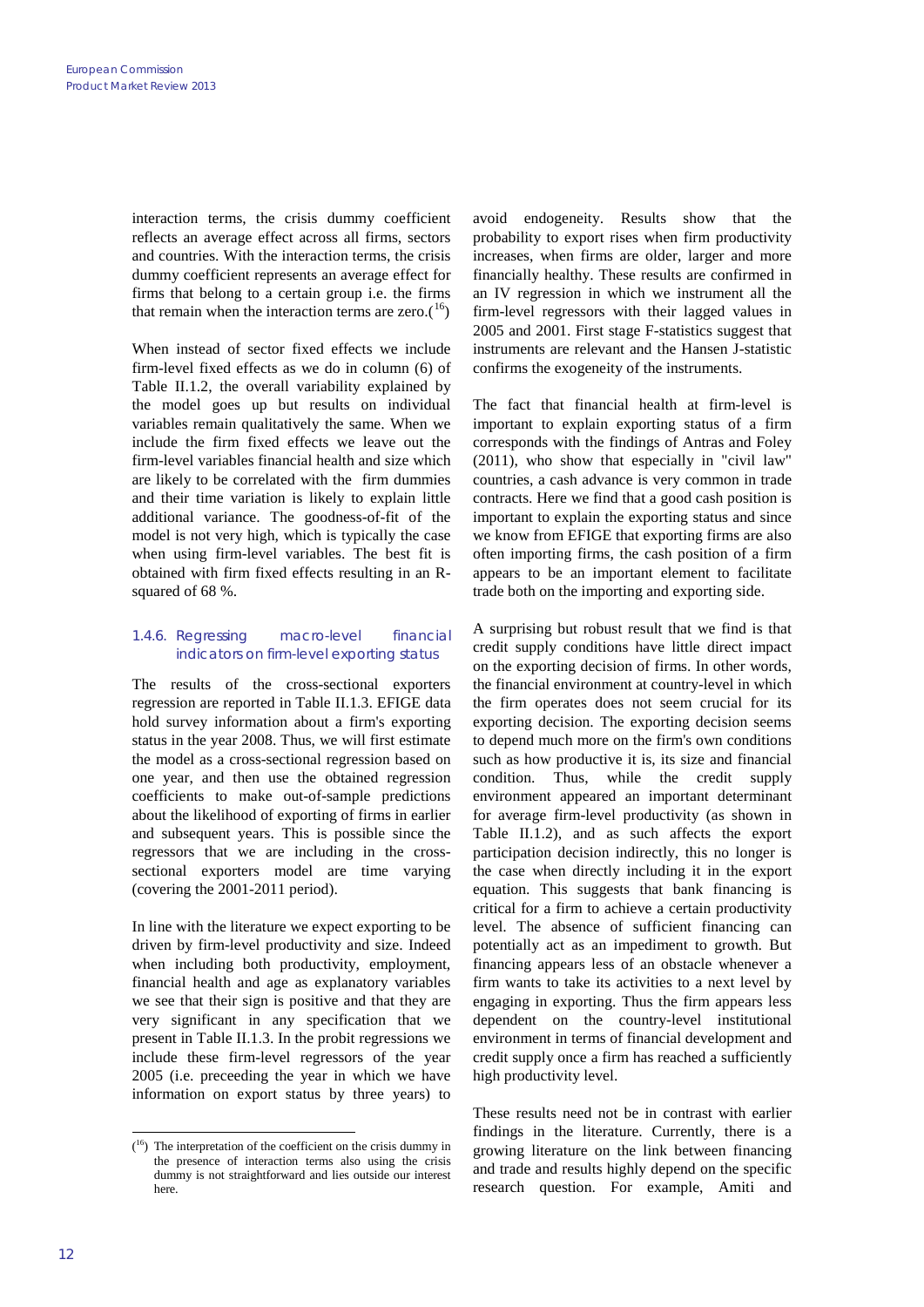interaction terms, the crisis dummy coefficient reflects an average effect across all firms, sectors and countries. With the interaction terms, the crisis dummy coefficient represents an average effect for firms that belong to a certain group i.e. the firms that remain when the interaction terms are zero.([16])

When instead of sector fixed effects we include firm-level fixed effects as we do in column (6) of Table II.1.2, the overall variability explained by the model goes up but results on individual variables remain qualitatively the same. When we include the firm fixed effects we leave out the firm-level variables financial health and size which are likely to be correlated with the firm dummies and their time variation is likely to explain little additional variance. The goodness-of-fit of the model is not very high, which is typically the case when using firm-level variables. The best fit is obtained with firm fixed effects resulting in an R-squared of 68 %.

### 1.4.6. Regressing macro-level financial indicators on firm-level exporting status

The results of the cross-sectional exporters regression are reported in Table II.1.3. EFIGE data hold survey information about a firm's exporting status in the year 2008. Thus, we will first estimate the model as a cross-sectional regression based on one year, and then use the obtained regression coefficients to make out-of-sample predictions about the likelihood of exporting of firms in earlier and subsequent years. This is possible since the regressors that we are including in the cross-sectional exporters model are time varying (covering the 2001-2011 period).

In line with the literature we expect exporting to be driven by firm-level productivity and size. Indeed when including both productivity, employment, financial health and age as explanatory variables we see that their sign is positive and that they are very significant in any specification that we present in Table II.1.3. In the probit regressions we include these firm-level regressors of the year 2005 (i.e. preceeding the year in which we have information on export status by three years) to avoid endogeneity. Results show that the probability to export rises when firm productivity increases, when firms are older, larger and more financially healthy. These results are confirmed in an IV regression in which we instrument all the firm-level regressors with their lagged values in 2005 and 2001. First stage F-statistics suggest that instruments are relevant and the Hansen J-statistic confirms the exogeneity of the instruments.

The fact that financial health at firm-level is important to explain exporting status of a firm corresponds with the findings of Antras and Foley (2011), who show that especially in "civil law" countries, a cash advance is very common in trade contracts. Here we find that a good cash position is important to explain the exporting status and since we know from EFIGE that exporting firms are also often importing firms, the cash position of a firm appears to be an important element to facilitate trade both on the importing and exporting side.

A surprising but robust result that we find is that credit supply conditions have little direct impact on the exporting decision of firms. In other words, the financial environment at country-level in which the firm operates does not seem crucial for its exporting decision. The exporting decision seems to depend much more on the firm's own conditions such as how productive it is, its size and financial condition. Thus, while the credit supply environment appeared an important determinant for average firm-level productivity (as shown in Table II.1.2), and as such affects the export participation decision indirectly, this no longer is the case when directly including it in the export equation. This suggests that bank financing is critical for a firm to achieve a certain productivity level. The absence of sufficient financing can potentially act as an impediment to growth. But financing appears less of an obstacle whenever a firm wants to take its activities to a next level by engaging in exporting. Thus the firm appears less dependent on the country-level institutional environment in terms of financial development and credit supply once a firm has reached a sufficiently high productivity level.

These results need not be in contrast with earlier findings in the literature. Currently, there is a growing literature on the link between financing and trade and results highly depend on the specific research question. For example, Amiti and

---

([16]) The interpretation of the coefficient on the crisis dummy in the presence of interaction terms also using the crisis dummy is not straightforward and lies outside our interest here.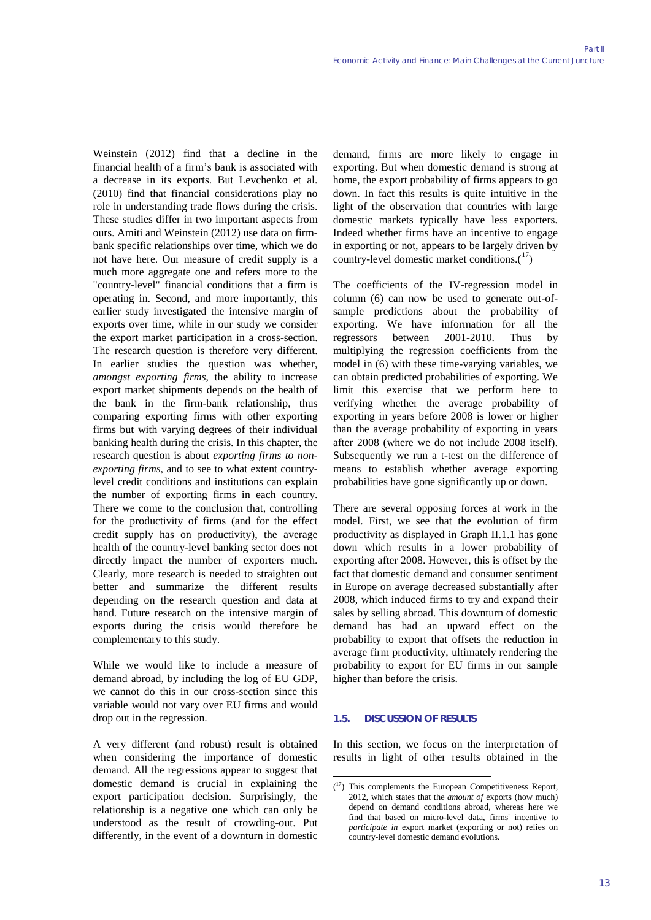Weinstein (2012) find that a decline in the financial health of a firm's bank is associated with a decrease in its exports. But Levchenko et al. (2010) find that financial considerations play no role in understanding trade flows during the crisis. These studies differ in two important aspects from ours. Amiti and Weinstein (2012) use data on firm-bank specific relationships over time, which we do not have here. Our measure of credit supply is a much more aggregate one and refers more to the "country-level" financial conditions that a firm is operating in. Second, and more importantly, this earlier study investigated the intensive margin of exports over time, while in our study we consider the export market participation in a cross-section. The research question is therefore very different. In earlier studies the question was whether, *amongst exporting firms*, the ability to increase export market shipments depends on the health of the bank in the firm-bank relationship, thus comparing exporting firms with other exporting firms but with varying degrees of their individual banking health during the crisis. In this chapter, the research question is about *exporting firms to non-exporting firms*, and to see to what extent country-level credit conditions and institutions can explain the number of exporting firms in each country. There we come to the conclusion that, controlling for the productivity of firms (and for the effect credit supply has on productivity), the average health of the country-level banking sector does not directly impact the number of exporters much. Clearly, more research is needed to straighten out better and summarize the different results depending on the research question and data at hand. Future research on the intensive margin of exports during the crisis would therefore be complementary to this study.

While we would like to include a measure of demand abroad, by including the log of EU GDP, we cannot do this in our cross-section since this variable would not vary over EU firms and would drop out in the regression.

A very different (and robust) result is obtained when considering the importance of domestic demand. All the regressions appear to suggest that domestic demand is crucial in explaining the export participation decision. Surprisingly, the relationship is a negative one which can only be understood as the result of crowding-out. Put differently, in the event of a downturn in domestic demand, firms are more likely to engage in exporting. But when domestic demand is strong at home, the export probability of firms appears to go down. In fact this results is quite intuitive in the light of the observation that countries with large domestic markets typically have less exporters. Indeed whether firms have an incentive to engage in exporting or not, appears to be largely driven by country-level domestic market conditions.[17]

The coefficients of the IV-regression model in column (6) can now be used to generate out-of-sample predictions about the probability of exporting. We have information for all the regressors between 2001-2010. Thus by multiplying the regression coefficients from the model in (6) with these time-varying variables, we can obtain predicted probabilities of exporting. We limit this exercise that we perform here to verifying whether the average probability of exporting in years before 2008 is lower or higher than the average probability of exporting in years after 2008 (where we do not include 2008 itself). Subsequently we run a t-test on the difference of means to establish whether average exporting probabilities have gone significantly up or down.

There are several opposing forces at work in the model. First, we see that the evolution of firm productivity as displayed in Graph II.1.1 has gone down which results in a lower probability of exporting after 2008. However, this is offset by the fact that domestic demand and consumer sentiment in Europe on average decreased substantially after 2008, which induced firms to try and expand their sales by selling abroad. This downturn of domestic demand has had an upward effect on the probability to export that offsets the reduction in average firm productivity, ultimately rendering the probability to export for EU firms in our sample higher than before the crisis.

### 1.5. DISCUSSION OF RESULTS

In this section, we focus on the interpretation of results in light of other results obtained in the

---

(17) This complements the European Competitiveness Report, 2012, which states that the *amount of* exports (how much) depend on demand conditions abroad, whereas here we find that based on micro-level data, firms' incentive to *participate in* export market (exporting or not) relies on country-level domestic demand evolutions.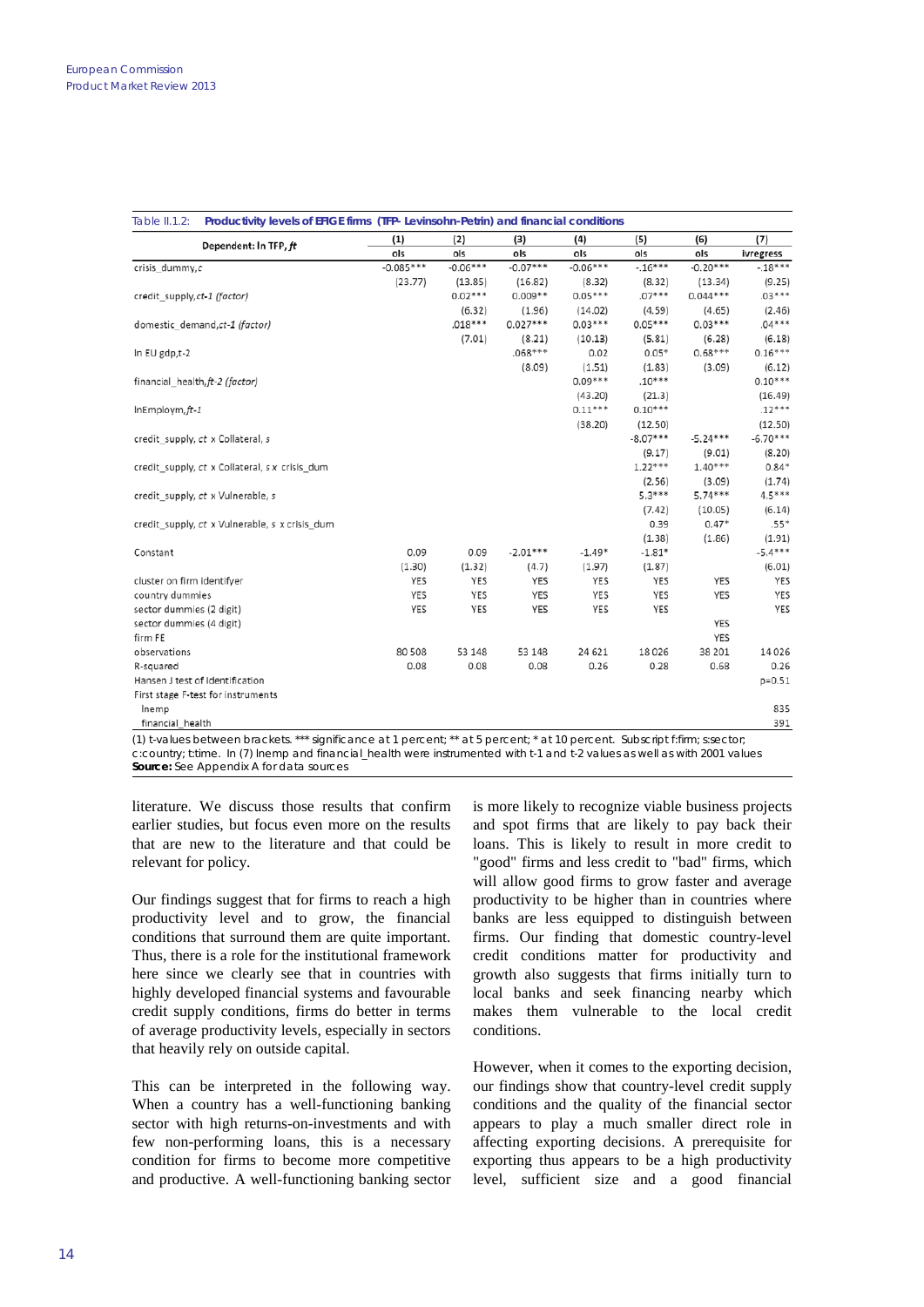Table II.1.2: **Productivity levels of EFIGE firms (TFP- Levinsohn-Petrin) and financial conditions**

| Dependent: ln TFP, *ft* | (1) | (2) | (3) | (4) | (5) | (6) | (7) |
|---|---|---|---|---|---|---|---|
| | ols | ols | ols | ols | ols | ols | ivregress |
| crisis_dummy,c | -0.085*** | -0.06*** | -0.07*** | -0.06*** | -.16*** | -0.20*** | -.18*** |
| | (23.77) | (13.85) | (16.82) | (8.32) | (8.32) | (13.34) | (9.25) |
| credit_supply,*ct-1 (factor)* | | 0.02*** | 0.009** | 0.05*** | .07*** | 0.044*** | .03*** |
| | | (6.32) | (1.96) | (14.02) | (4.59) | (4.65) | (2.46) |
| domestic_demand,*ct-1 (factor)* | | .018*** | 0.027*** | 0.03*** | 0.05*** | 0.03*** | .04*** |
| | | (7.01) | (8.21) | (10.13) | (5.81) | (6.28) | (6.18) |
| ln EU gdp,t-2 | | | .068*** | 0.02 | 0.05* | 0.68*** | 0.16*** |
| | | | (8.09) | (1.51) | (1.83) | (3.09) | (6.12) |
| financial_health,*ft-2 (factor)* | | | | 0.09*** | .10*** | | 0.10*** |
| | | | | (43.20) | (21.3) | | (16.49) |
| lnEmploym,*ft-1* | | | | 0.11*** | 0.10*** | | .12*** |
| | | | | (38.20) | (12.50) | | (12.50) |
| credit_supply, *ct* x Collateral, *s* | | | | | -8.07*** | -5.24*** | -6.70*** |
| | | | | | (9.17) | (9.01) | (8.20) |
| credit_supply, *ct* x Collateral, *s x* crisis_dum | | | | | 1.22*** | 1.40*** | 0.84* |
| | | | | | (2.56) | (3.09) | (1.74) |
| credit_supply, *ct* x Vulnerable, *s* | | | | | 5.3*** | 5.74*** | 4.5*** |
| | | | | | (7.42) | (10.05) | (6.14) |
| credit_supply, *ct* x Vulnerable, *s* x crisis_dum | | | | | 0.39 | 0.47* | .55* |
| | | | | | (1.38) | (1.86) | (1.91) |
| Constant | 0.09 | 0.09 | -2.01*** | -1.49* | -1.81* | | -5.4*** |
| | (1.30) | (1.32) | (4.7) | (1.97) | (1.87) | | (6.01) |
| cluster on firm identifyer | YES | YES | YES | YES | YES | YES | YES |
| country dummies | YES | YES | YES | YES | YES | YES | YES |
| sector dummies (2 digit) | YES | YES | YES | YES | YES | | YES |
| sector dummies (4 digit) | | | | | | YES | |
| firm FE | | | | | | YES | |
| observations | 80 508 | 53 148 | 53 148 | 24 621 | 18026 | 38 201 | 14026 |
| R-squared | 0.08 | 0.08 | 0.08 | 0.26 | 0.28 | 0.68 | 0.26 |
| Hansen J test of identification | | | | | | | p=0.51 |
| First stage F-test for instruments | | | | | | | |
| lnemp | | | | | | | 835 |
| financial_health | | | | | | | 391 |

(1) t-values between brackets. *** significance at 1 percent; ** at 5 percent; * at 10 percent. Subscript f:firm; s:sector; c:country; t:time. In (7) lnemp and financial_health were instrumented with t-1 and t-2 values as well as with 2001 values
**Source:** See Appendix A for data sources

literature. We discuss those results that confirm earlier studies, but focus even more on the results that are new to the literature and that could be relevant for policy.

Our findings suggest that for firms to reach a high productivity level and to grow, the financial conditions that surround them are quite important. Thus, there is a role for the institutional framework here since we clearly see that in countries with highly developed financial systems and favourable credit supply conditions, firms do better in terms of average productivity levels, especially in sectors that heavily rely on outside capital.

This can be interpreted in the following way. When a country has a well-functioning banking sector with high returns-on-investments and with few non-performing loans, this is a necessary condition for firms to become more competitive and productive. A well-functioning banking sector is more likely to recognize viable business projects and spot firms that are likely to pay back their loans. This is likely to result in more credit to "good" firms and less credit to "bad" firms, which will allow good firms to grow faster and average productivity to be higher than in countries where banks are less equipped to distinguish between firms. Our finding that domestic country-level credit conditions matter for productivity and growth also suggests that firms initially turn to local banks and seek financing nearby which makes them vulnerable to the local credit conditions.

However, when it comes to the exporting decision, our findings show that country-level credit supply conditions and the quality of the financial sector appears to play a much smaller direct role in affecting exporting decisions. A prerequisite for exporting thus appears to be a high productivity level, sufficient size and a good financial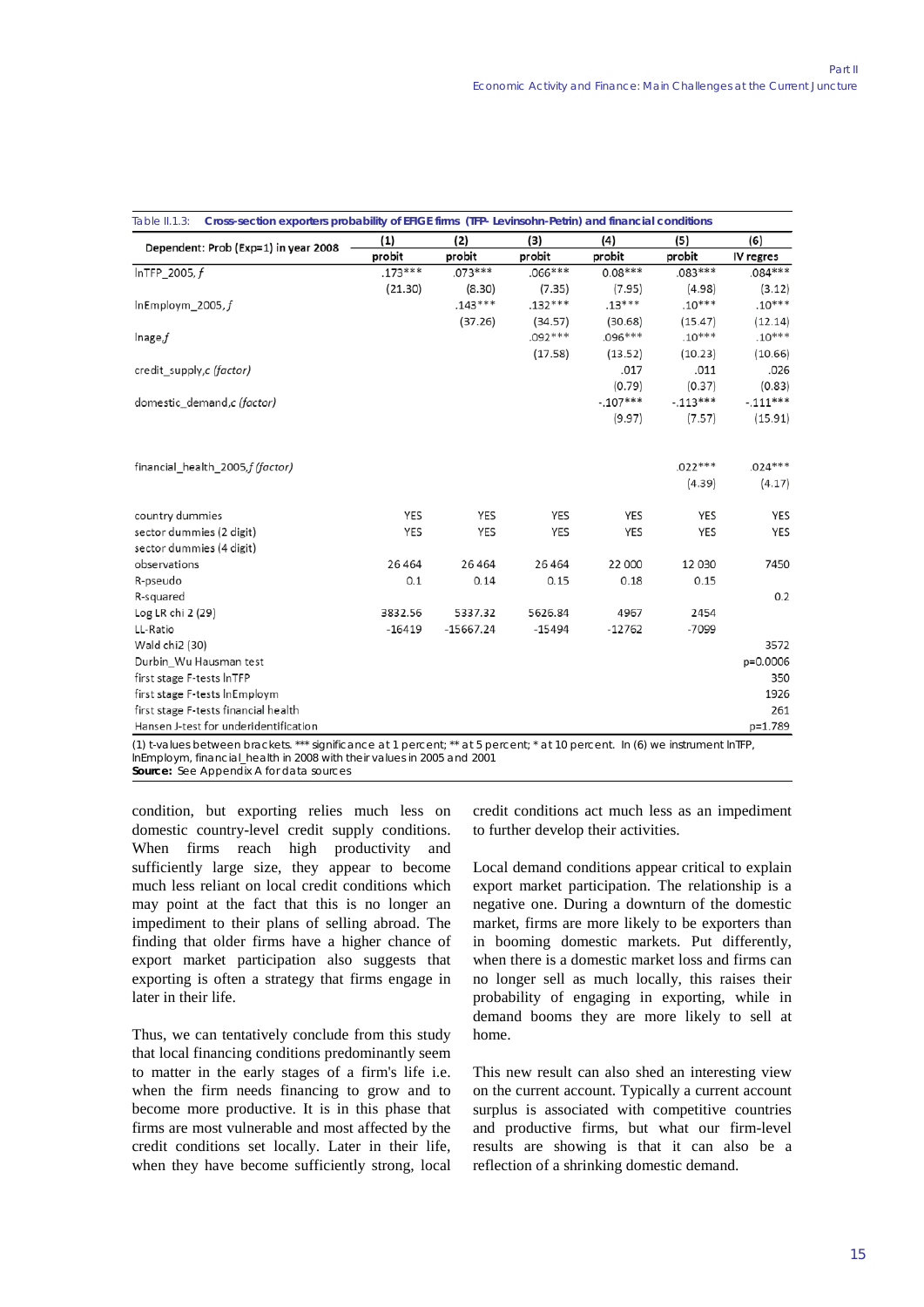Table II.1.3: **Cross-section exporters probability of EFIGE firms (TFP- Levinsohn-Petrin) and financial conditions**

| Dependent: Prob (Exp=1) in year 2008 | (1) | (2) | (3) | (4) | (5) | (6) |
|---|---|---|---|---|---|---|
| | probit | probit | probit | probit | probit | IV regres |
| lnTFP_2005, *f* | .173*** | .073*** | .066*** | 0.08*** | .083*** | .084*** |
| | (21.30) | (8.30) | (7.35) | (7.95) | (4.98) | (3.12) |
| lnEmploym_2005, *f* | | .143*** | .132*** | .13*** | .10*** | .10*** |
| | | (37.26) | (34.57) | (30.68) | (15.47) | (12.14) |
| lnage,*f* | | | .092*** | .096*** | .10*** | .10*** |
| | | | (17.58) | (13.52) | (10.23) | (10.66) |
| credit_supply,c *(factor)* | | | | .017 | .011 | .026 |
| | | | | (0.79) | (0.37) | (0.83) |
| domestic_demand,c *(factor)* | | | | -.107*** | -.113*** | -.111*** |
| | | | | (9.97) | (7.57) | (15.91) |
| financial_health_2005,*f (factor)* | | | | | .022*** | .024*** |
| | | | | | (4.39) | (4.17) |
| country dummies | YES | YES | YES | YES | YES | YES |
| sector dummies (2 digit) | YES | YES | YES | YES | YES | YES |
| sector dummies (4 digit) | | | | | | |
| observations | 26 464 | 26 464 | 26 464 | 22 000 | 12 030 | 7450 |
| R-pseudo | 0.1 | 0.14 | 0.15 | 0.18 | 0.15 | |
| R-squared | | | | | | 0.2 |
| Log LR chi 2 (29) | 3832.56 | 5337.32 | 5626.84 | 4967 | 2454 | |
| LL-Ratio | -16419 | -15667.24 | -15494 | -12762 | -7099 | |
| Wald chi2 (30) | | | | | | 3572 |
| Durbin_Wu Hausman test | | | | | | p=0.0006 |
| first stage F-tests lnTFP | | | | | | 350 |
| first stage F-tests lnEmploym | | | | | | 1926 |
| first stage F-tests financial health | | | | | | 261 |
| Hansen J-test for underidentification | | | | | | p=1.789 |

(1) t-values between brackets. *** significance at 1 percent; ** at 5 percent; * at 10 percent. In (6) we instrument lnTFP, lnEmploym, financial_health in 2008 with their values in 2005 and 2001
**Source:** See Appendix A for data sources

condition, but exporting relies much less on domestic country-level credit supply conditions. When firms reach high productivity and sufficiently large size, they appear to become much less reliant on local credit conditions which may point at the fact that this is no longer an impediment to their plans of selling abroad. The finding that older firms have a higher chance of export market participation also suggests that exporting is often a strategy that firms engage in later in their life.

Thus, we can tentatively conclude from this study that local financing conditions predominantly seem to matter in the early stages of a firm's life i.e. when the firm needs financing to grow and to become more productive. It is in this phase that firms are most vulnerable and most affected by the credit conditions set locally. Later in their life, when they have become sufficiently strong, local credit conditions act much less as an impediment to further develop their activities.

Local demand conditions appear critical to explain export market participation. The relationship is a negative one. During a downturn of the domestic market, firms are more likely to be exporters than in booming domestic markets. Put differently, when there is a domestic market loss and firms can no longer sell as much locally, this raises their probability of engaging in exporting, while in demand booms they are more likely to sell at home.

This new result can also shed an interesting view on the current account. Typically a current account surplus is associated with competitive countries and productive firms, but what our firm-level results are showing is that it can also be a reflection of a shrinking domestic demand.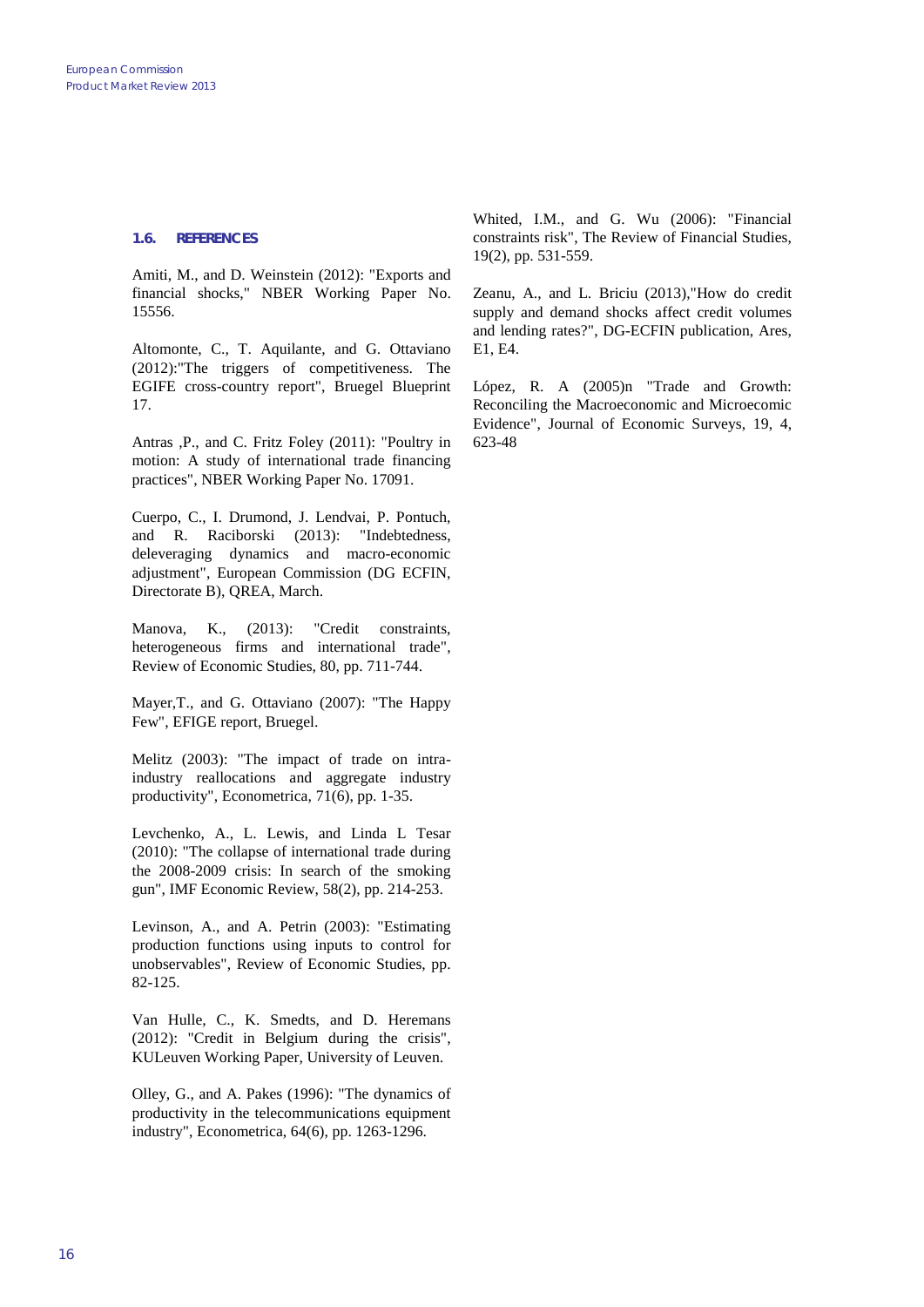### 1.6. REFERENCES

Amiti, M., and D. Weinstein (2012): "Exports and financial shocks," NBER Working Paper No. 15556.

Altomonte, C., T. Aquilante, and G. Ottaviano (2012):"The triggers of competitiveness. The EGIFE cross-country report", Bruegel Blueprint 17.

Antras ,P., and C. Fritz Foley (2011): "Poultry in motion: A study of international trade financing practices", NBER Working Paper No. 17091.

Cuerpo, C., I. Drumond, J. Lendvai, P. Pontuch, and R. Raciborski (2013): "Indebtedness, deleveraging dynamics and macro-economic adjustment", European Commission (DG ECFIN, Directorate B), QREA, March.

Manova, K., (2013): "Credit constraints, heterogeneous firms and international trade", Review of Economic Studies, 80, pp. 711-744.

Mayer,T., and G. Ottaviano (2007): "The Happy Few", EFIGE report, Bruegel.

Melitz (2003): "The impact of trade on intra-industry reallocations and aggregate industry productivity", Econometrica, 71(6), pp. 1-35.

Levchenko, A., L. Lewis, and Linda L Tesar (2010): "The collapse of international trade during the 2008-2009 crisis: In search of the smoking gun", IMF Economic Review, 58(2), pp. 214-253.

Levinson, A., and A. Petrin (2003): "Estimating production functions using inputs to control for unobservables", Review of Economic Studies, pp. 82-125.

Van Hulle, C., K. Smedts, and D. Heremans (2012): "Credit in Belgium during the crisis", KULeuven Working Paper, University of Leuven.

Olley, G., and A. Pakes (1996): "The dynamics of productivity in the telecommunications equipment industry", Econometrica, 64(6), pp. 1263-1296.

Whited, I.M., and G. Wu (2006): "Financial constraints risk", The Review of Financial Studies, 19(2), pp. 531-559.

Zeanu, A., and L. Briciu (2013),"How do credit supply and demand shocks affect credit volumes and lending rates?", DG-ECFIN publication, Ares, E1, E4.

López, R. A (2005)n "Trade and Growth: Reconciling the Macroeconomic and Microecomic Evidence", Journal of Economic Surveys, 19, 4, 623-48